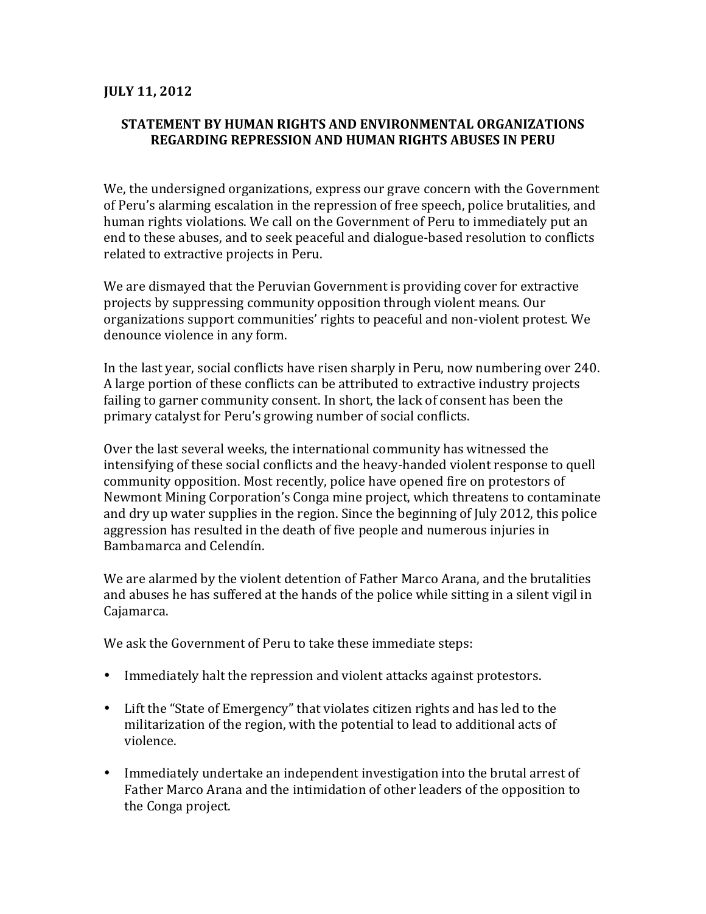**JULY 11, 2012**

## STATEMENT BY HUMAN RIGHTS AND ENVIRONMENTAL ORGANIZATIONS REGARDING REPRESSION AND HUMAN RIGHTS ABUSES IN PERU

We, the undersigned organizations, express our grave concern with the Government of Peru's alarming escalation in the repression of free speech, police brutalities, and human rights violations. We call on the Government of Peru to immediately put an end to these abuses, and to seek peaceful and dialogue-based resolution to conflicts related to extractive projects in Peru.

We are dismayed that the Peruvian Government is providing cover for extractive projects by suppressing community opposition through violent means. Our organizations support communities' rights to peaceful and non-violent protest. We denounce violence in any form.

In the last year, social conflicts have risen sharply in Peru, now numbering over 240. A large portion of these conflicts can be attributed to extractive industry projects failing to garner community consent. In short, the lack of consent has been the primary catalyst for Peru's growing number of social conflicts.

Over the last several weeks, the international community has witnessed the intensifying of these social conflicts and the heavy-handed violent response to quell community opposition. Most recently, police have opened fire on protestors of Newmont Mining Corporation's Conga mine project, which threatens to contaminate and dry up water supplies in the region. Since the beginning of July 2012, this police aggression has resulted in the death of five people and numerous injuries in Bambamarca and Celendín.

We are alarmed by the violent detention of Father Marco Arana, and the brutalities and abuses he has suffered at the hands of the police while sitting in a silent vigil in Cajamarca.

We ask the Government of Peru to take these immediate steps:

- Immediately halt the repression and violent attacks against protestors.
- Lift the "State of Emergency" that violates citizen rights and has led to the militarization of the region, with the potential to lead to additional acts of violence.
- Immediately undertake an independent investigation into the brutal arrest of Father Marco Arana and the intimidation of other leaders of the opposition to the Conga project.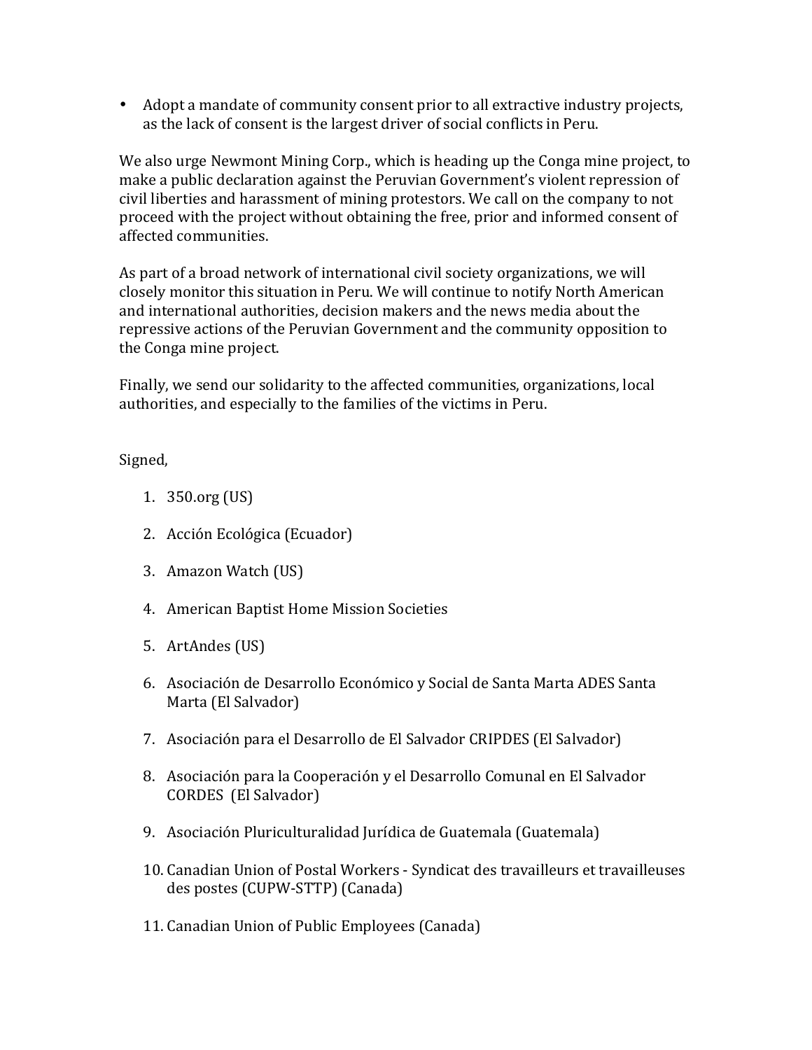- Adopt a mandate of community consent prior to all extractive industry projects, as the lack of consent is the largest driver of social conflicts in Peru.

We also urge Newmont Mining Corp., which is heading up the Conga mine project, to make a public declaration against the Peruvian Government's violent repression of civil liberties and harassment of mining protestors. We call on the company to not proceed with the project without obtaining the free, prior and informed consent of affected communities.

As part of a broad network of international civil society organizations, we will closely monitor this situation in Peru. We will continue to notify North American and international authorities, decision makers and the news media about the repressive actions of the Peruvian Government and the community opposition to the Conga mine project.

Finally, we send our solidarity to the affected communities, organizations, local authorities, and especially to the families of the victims in Peru.

Signed,

1. 350.org (US)
2. Acción Ecológica (Ecuador)
3. Amazon Watch (US)
4. American Baptist Home Mission Societies
5. ArtAndes (US)
6. Asociación de Desarrollo Económico y Social de Santa Marta ADES Santa Marta (El Salvador)
7. Asociación para el Desarrollo de El Salvador CRIPDES (El Salvador)
8. Asociación para la Cooperación y el Desarrollo Comunal en El Salvador CORDES (El Salvador)
9. Asociación Pluriculturalidad Jurídica de Guatemala (Guatemala)
10. Canadian Union of Postal Workers - Syndicat des travailleurs et travailleuses des postes (CUPW-STTP) (Canada)
11. Canadian Union of Public Employees (Canada)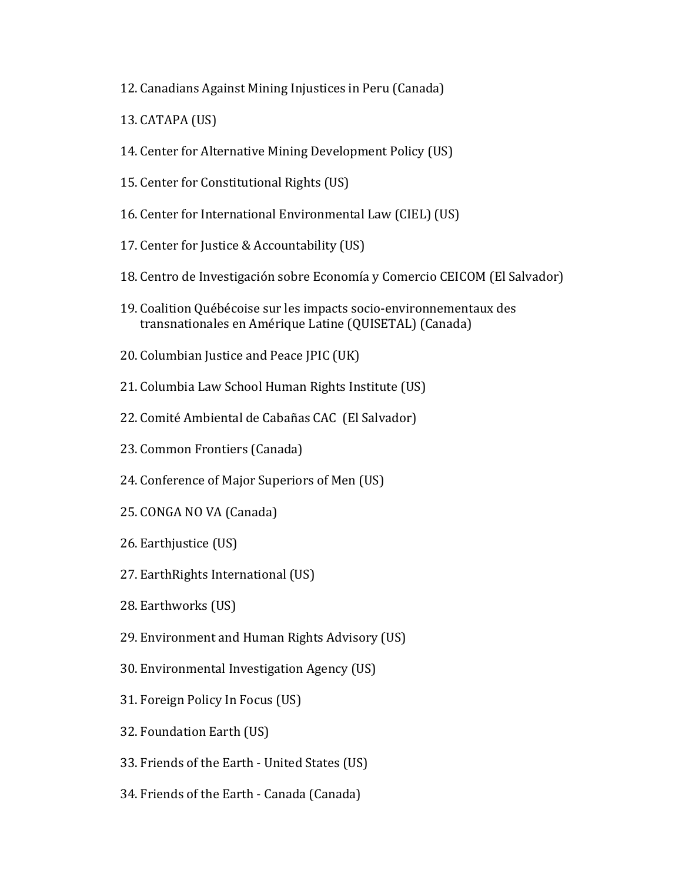12. Canadians Against Mining Injustices in Peru (Canada)
13. CATAPA (US)
14. Center for Alternative Mining Development Policy (US)
15. Center for Constitutional Rights (US)
16. Center for International Environmental Law (CIEL) (US)
17. Center for Justice & Accountability (US)
18. Centro de Investigación sobre Economía y Comercio CEICOM (El Salvador)
19. Coalition Québécoise sur les impacts socio-environnementaux des transnationales en Amérique Latine (QUISETAL) (Canada)
20. Columbian Justice and Peace JPIC (UK)
21. Columbia Law School Human Rights Institute (US)
22. Comité Ambiental de Cabañas CAC (El Salvador)
23. Common Frontiers (Canada)
24. Conference of Major Superiors of Men (US)
25. CONGA NO VA (Canada)
26. Earthjustice (US)
27. EarthRights International (US)
28. Earthworks (US)
29. Environment and Human Rights Advisory (US)
30. Environmental Investigation Agency (US)
31. Foreign Policy In Focus (US)
32. Foundation Earth (US)
33. Friends of the Earth - United States (US)
34. Friends of the Earth - Canada (Canada)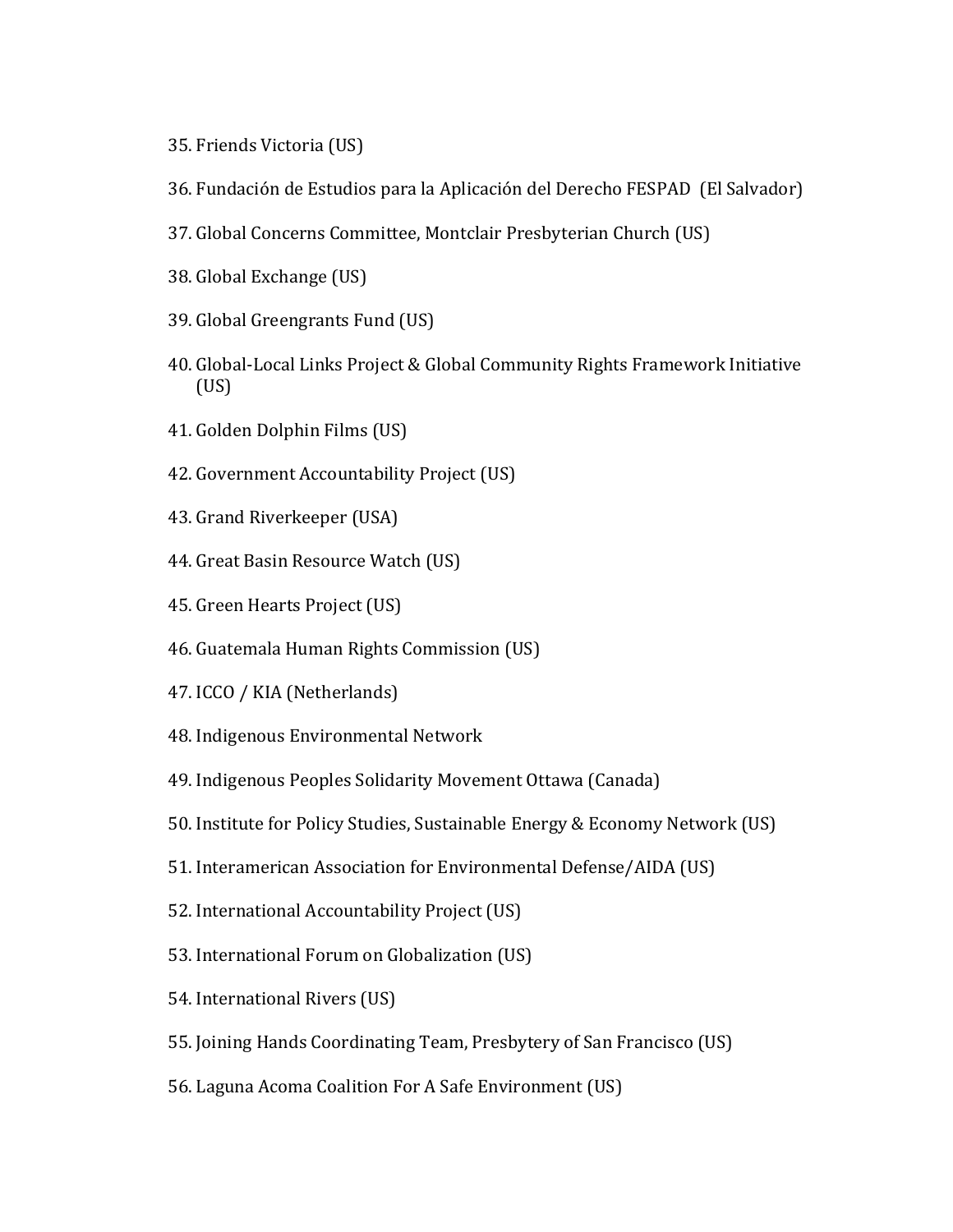35. Friends Victoria (US)
36. Fundación de Estudios para la Aplicación del Derecho FESPAD  (El Salvador)
37. Global Concerns Committee, Montclair Presbyterian Church (US)
38. Global Exchange (US)
39. Global Greengrants Fund (US)
40. Global-Local Links Project & Global Community Rights Framework Initiative (US)
41. Golden Dolphin Films (US)
42. Government Accountability Project (US)
43. Grand Riverkeeper (USA)
44. Great Basin Resource Watch (US)
45. Green Hearts Project (US)
46. Guatemala Human Rights Commission (US)
47. ICCO / KIA (Netherlands)
48. Indigenous Environmental Network
49. Indigenous Peoples Solidarity Movement Ottawa (Canada)
50. Institute for Policy Studies, Sustainable Energy & Economy Network (US)
51. Interamerican Association for Environmental Defense/AIDA (US)
52. International Accountability Project (US)
53. International Forum on Globalization (US)
54. International Rivers (US)
55. Joining Hands Coordinating Team, Presbytery of San Francisco (US)
56. Laguna Acoma Coalition For A Safe Environment (US)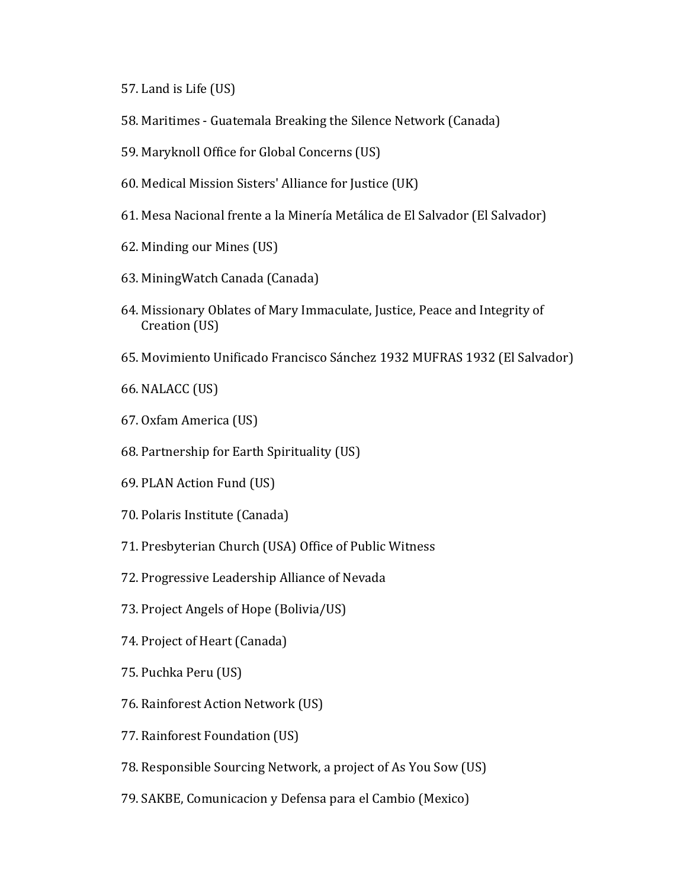57. Land is Life (US)

58. Maritimes - Guatemala Breaking the Silence Network (Canada)

59. Maryknoll Office for Global Concerns (US)

60. Medical Mission Sisters' Alliance for Justice (UK)

61. Mesa Nacional frente a la Minería Metálica de El Salvador (El Salvador)

62. Minding our Mines (US)

63. MiningWatch Canada (Canada)

64. Missionary Oblates of Mary Immaculate, Justice, Peace and Integrity of Creation (US)

65. Movimiento Unificado Francisco Sánchez 1932 MUFRAS 1932 (El Salvador)

66. NALACC (US)

67. Oxfam America (US)

68. Partnership for Earth Spirituality (US)

69. PLAN Action Fund (US)

70. Polaris Institute (Canada)

71. Presbyterian Church (USA) Office of Public Witness

72. Progressive Leadership Alliance of Nevada

73. Project Angels of Hope (Bolivia/US)

74. Project of Heart (Canada)

75. Puchka Peru (US)

76. Rainforest Action Network (US)

77. Rainforest Foundation (US)

78. Responsible Sourcing Network, a project of As You Sow (US)

79. SAKBE, Comunicacion y Defensa para el Cambio (Mexico)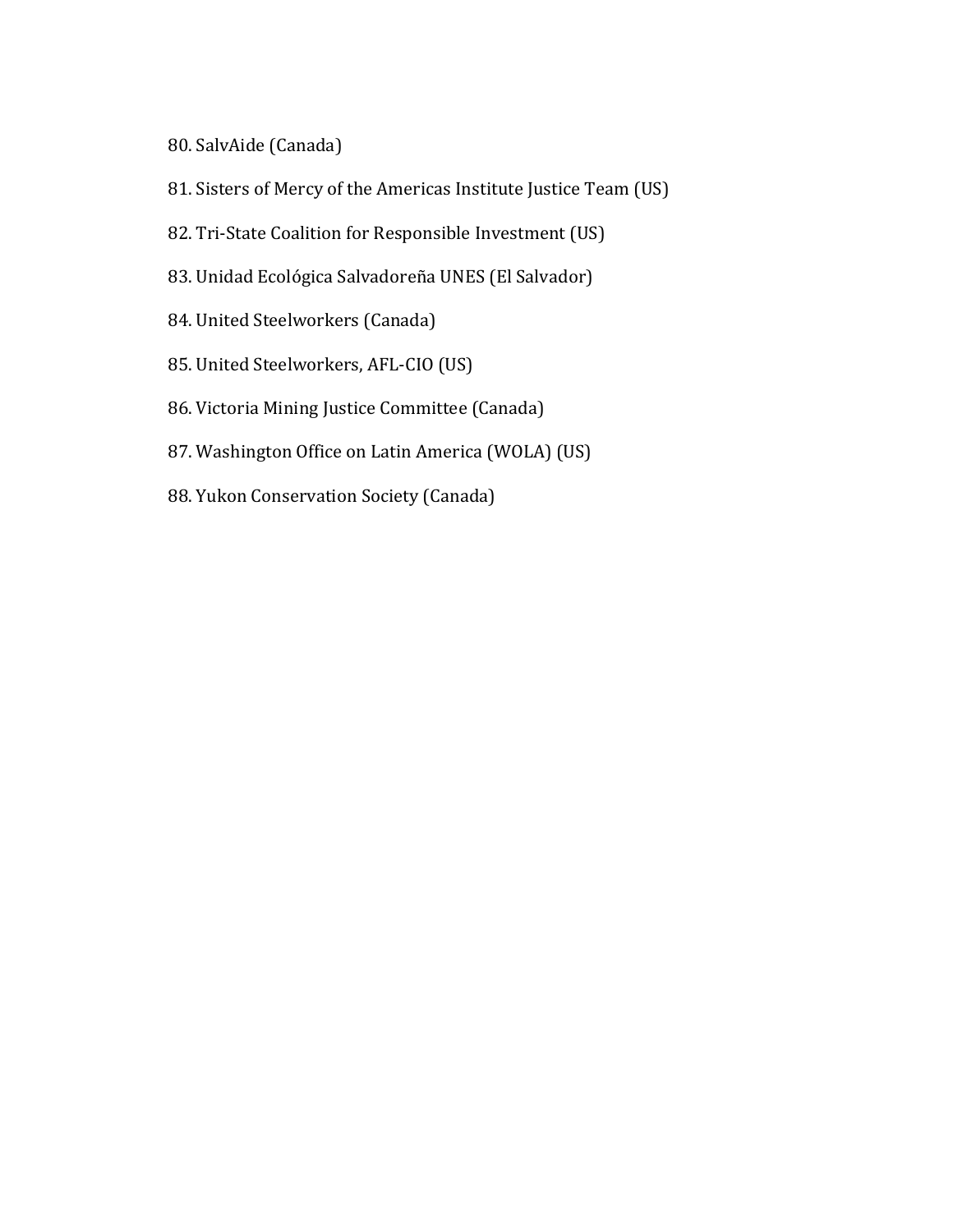80. SalvAide (Canada)

81. Sisters of Mercy of the Americas Institute Justice Team (US)

82. Tri-State Coalition for Responsible Investment (US)

83. Unidad Ecológica Salvadoreña UNES (El Salvador)

84. United Steelworkers (Canada)

85. United Steelworkers, AFL-CIO (US)

86. Victoria Mining Justice Committee (Canada)

87. Washington Office on Latin America (WOLA) (US)

88. Yukon Conservation Society (Canada)